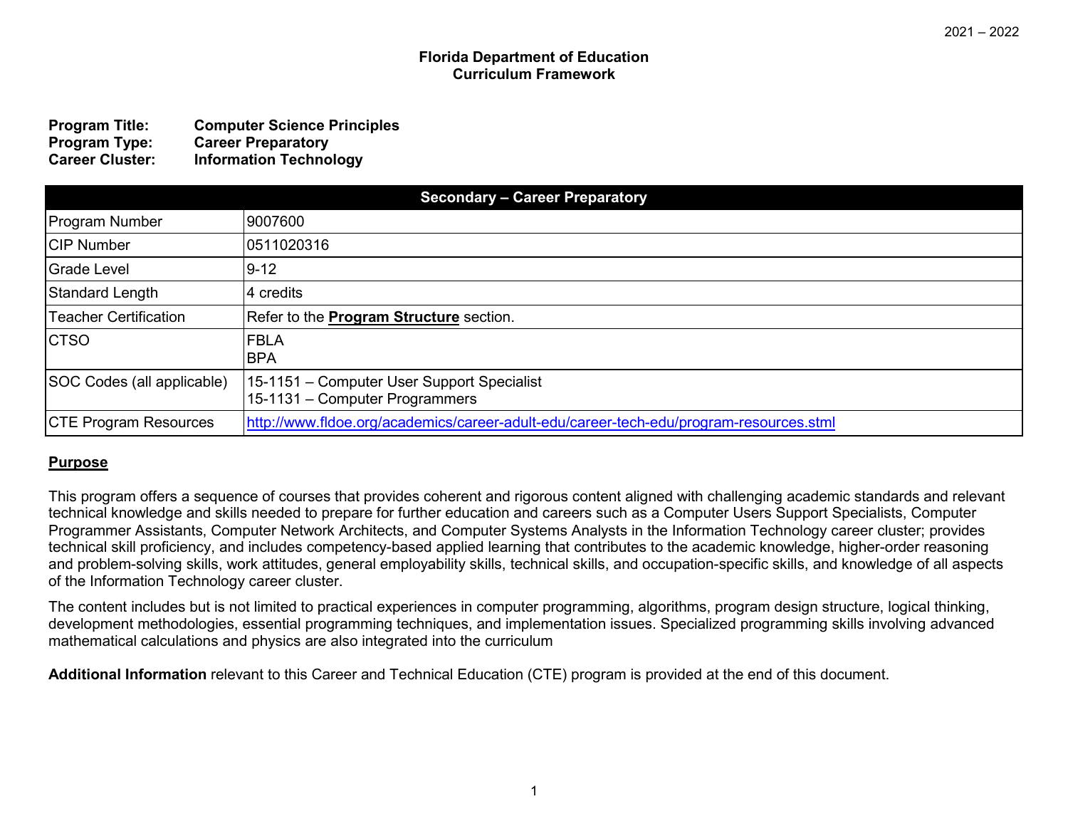2021 – 2022

# Florida Department of Education
# Curriculum Framework

**Program Title:** **Computer Science Principles**
**Program Type:** **Career Preparatory**
**Career Cluster:** **Information Technology**

| Secondary – Career Preparatory | |
|---|---|
| Program Number | 9007600 |
| CIP Number | 0511020316 |
| Grade Level | 9-12 |
| Standard Length | 4 credits |
| Teacher Certification | Refer to the **Program Structure** section. |
| CTSO | FBLA<br>BPA |
| SOC Codes (all applicable) | 15-1151 – Computer User Support Specialist<br>15-1131 – Computer Programmers |
| CTE Program Resources | http://www.fldoe.org/academics/career-adult-edu/career-tech-edu/program-resources.stml |

## Purpose

This program offers a sequence of courses that provides coherent and rigorous content aligned with challenging academic standards and relevant technical knowledge and skills needed to prepare for further education and careers such as a Computer Users Support Specialists, Computer Programmer Assistants, Computer Network Architects, and Computer Systems Analysts in the Information Technology career cluster; provides technical skill proficiency, and includes competency-based applied learning that contributes to the academic knowledge, higher-order reasoning and problem-solving skills, work attitudes, general employability skills, technical skills, and occupation-specific skills, and knowledge of all aspects of the Information Technology career cluster.

The content includes but is not limited to practical experiences in computer programming, algorithms, program design structure, logical thinking, development methodologies, essential programming techniques, and implementation issues. Specialized programming skills involving advanced mathematical calculations and physics are also integrated into the curriculum

**Additional Information** relevant to this Career and Technical Education (CTE) program is provided at the end of this document.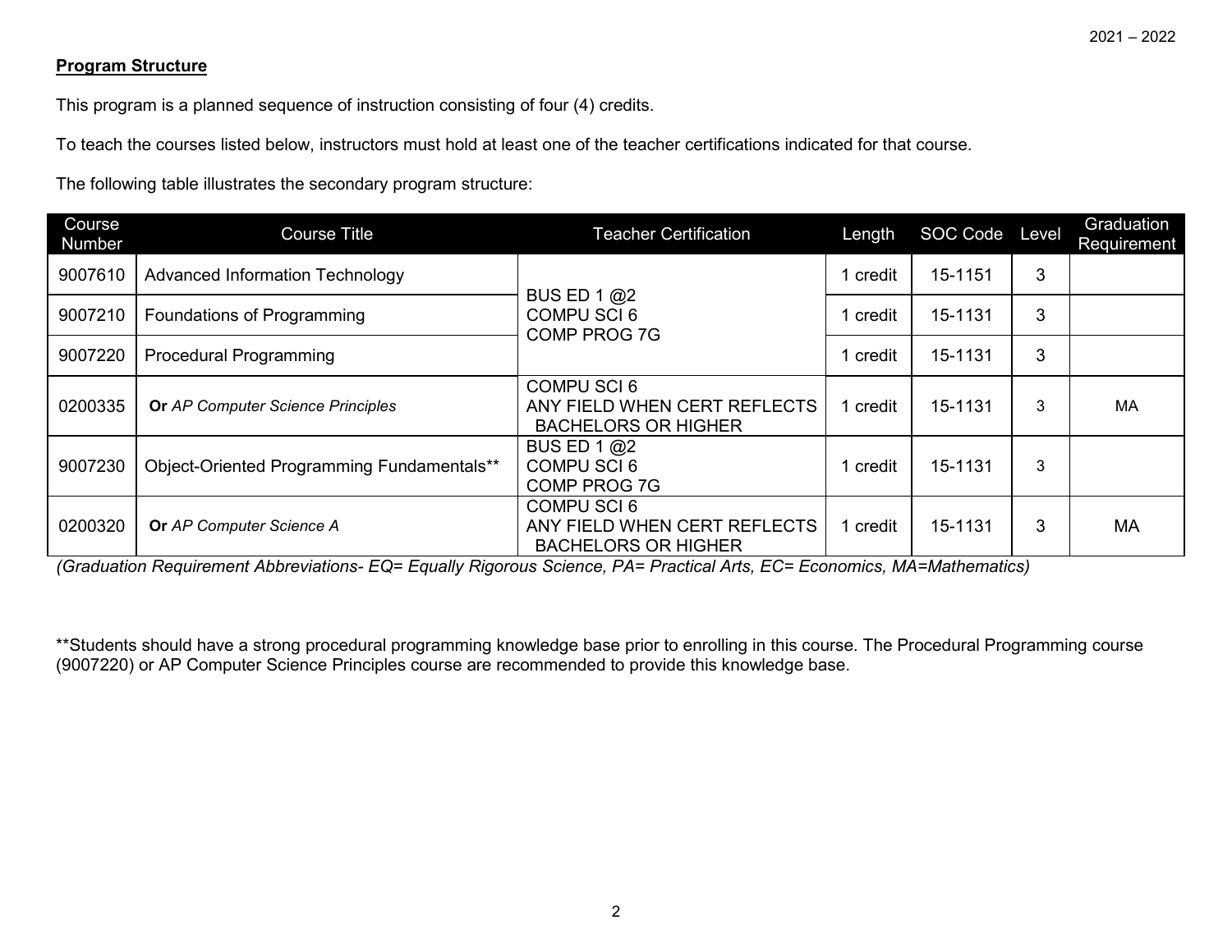**Program Structure**

This program is a planned sequence of instruction consisting of four (4) credits.

To teach the courses listed below, instructors must hold at least one of the teacher certifications indicated for that course.

The following table illustrates the secondary program structure:

| Course Number | Course Title | Teacher Certification | Length | SOC Code | Level | Graduation Requirement |
|---|---|---|---|---|---|---|
| 9007610 | Advanced Information Technology | BUS ED 1 @2<br>COMPU SCI 6<br>COMP PROG 7G | 1 credit | 15-1151 | 3 | |
| 9007210 | Foundations of Programming | | 1 credit | 15-1131 | 3 | |
| 9007220 | Procedural Programming | | 1 credit | 15-1131 | 3 | |
| 0200335 | **Or** *AP Computer Science Principles* | COMPU SCI 6<br>ANY FIELD WHEN CERT REFLECTS BACHELORS OR HIGHER | 1 credit | 15-1131 | 3 | MA |
| 9007230 | Object-Oriented Programming Fundamentals** | BUS ED 1 @2<br>COMPU SCI 6<br>COMP PROG 7G | 1 credit | 15-1131 | 3 | |
| 0200320 | **Or** *AP Computer Science A* | COMPU SCI 6<br>ANY FIELD WHEN CERT REFLECTS BACHELORS OR HIGHER | 1 credit | 15-1131 | 3 | MA |

*(Graduation Requirement Abbreviations- EQ= Equally Rigorous Science, PA= Practical Arts, EC= Economics, MA=Mathematics)*

**Students should have a strong procedural programming knowledge base prior to enrolling in this course. The Procedural Programming course (9007220) or AP Computer Science Principles course are recommended to provide this knowledge base.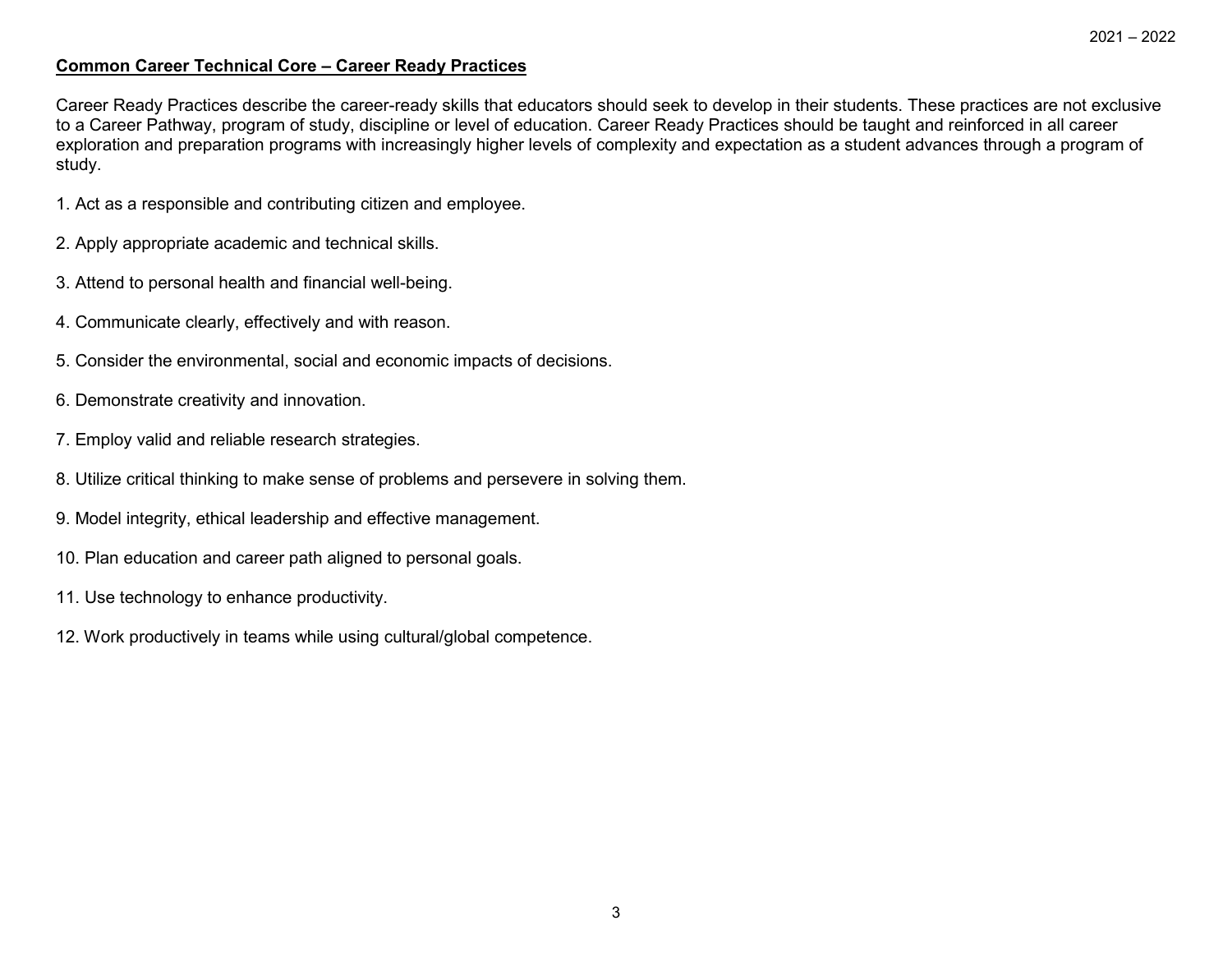**Common Career Technical Core – Career Ready Practices**

Career Ready Practices describe the career-ready skills that educators should seek to develop in their students. These practices are not exclusive to a Career Pathway, program of study, discipline or level of education. Career Ready Practices should be taught and reinforced in all career exploration and preparation programs with increasingly higher levels of complexity and expectation as a student advances through a program of study.

1. Act as a responsible and contributing citizen and employee.

2. Apply appropriate academic and technical skills.

3. Attend to personal health and financial well-being.

4. Communicate clearly, effectively and with reason.

5. Consider the environmental, social and economic impacts of decisions.

6. Demonstrate creativity and innovation.

7. Employ valid and reliable research strategies.

8. Utilize critical thinking to make sense of problems and persevere in solving them.

9. Model integrity, ethical leadership and effective management.

10. Plan education and career path aligned to personal goals.

11. Use technology to enhance productivity.

12. Work productively in teams while using cultural/global competence.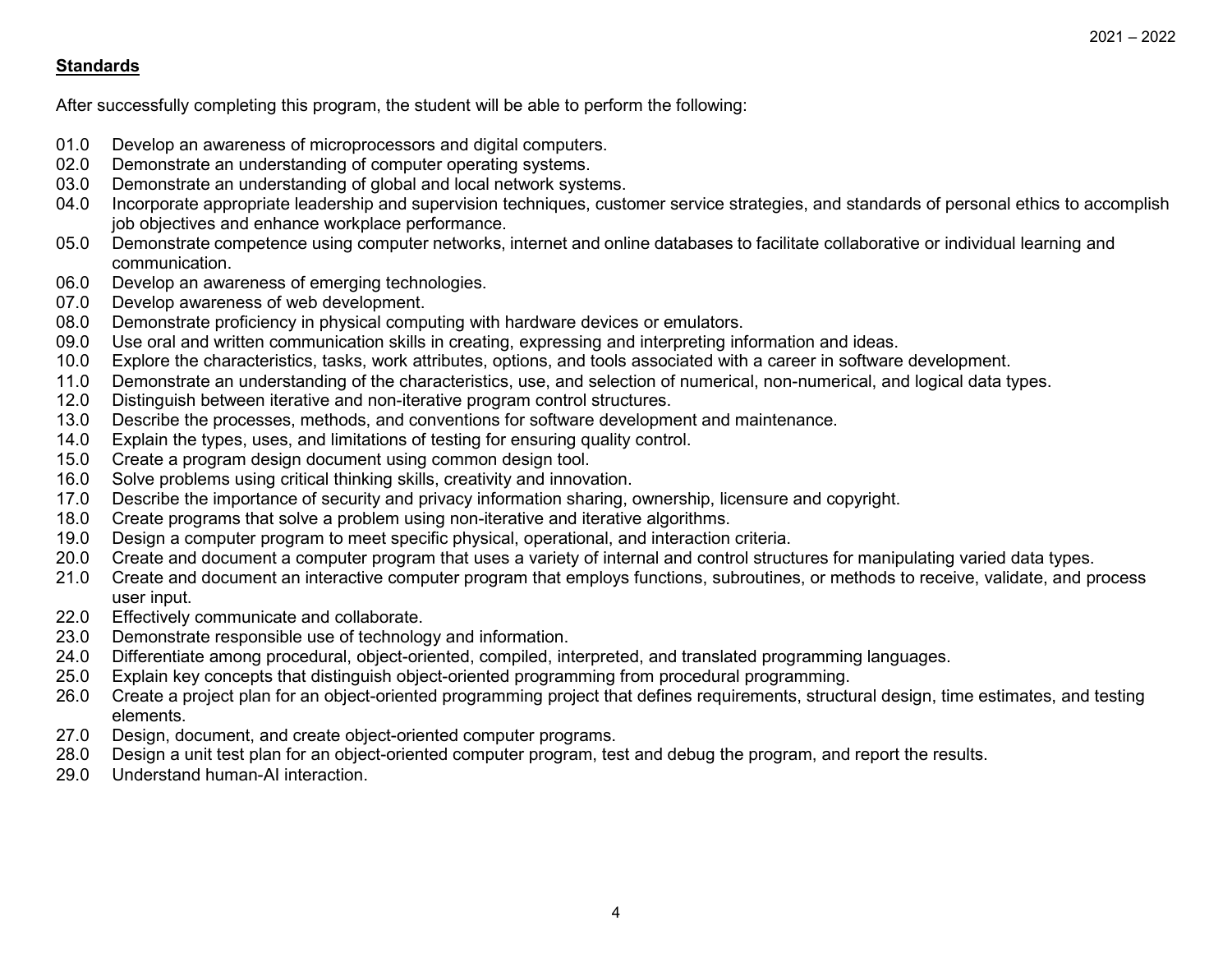**Standards**

After successfully completing this program, the student will be able to perform the following:

01.0 Develop an awareness of microprocessors and digital computers.
02.0 Demonstrate an understanding of computer operating systems.
03.0 Demonstrate an understanding of global and local network systems.
04.0 Incorporate appropriate leadership and supervision techniques, customer service strategies, and standards of personal ethics to accomplish job objectives and enhance workplace performance.
05.0 Demonstrate competence using computer networks, internet and online databases to facilitate collaborative or individual learning and communication.
06.0 Develop an awareness of emerging technologies.
07.0 Develop awareness of web development.
08.0 Demonstrate proficiency in physical computing with hardware devices or emulators.
09.0 Use oral and written communication skills in creating, expressing and interpreting information and ideas.
10.0 Explore the characteristics, tasks, work attributes, options, and tools associated with a career in software development.
11.0 Demonstrate an understanding of the characteristics, use, and selection of numerical, non-numerical, and logical data types.
12.0 Distinguish between iterative and non-iterative program control structures.
13.0 Describe the processes, methods, and conventions for software development and maintenance.
14.0 Explain the types, uses, and limitations of testing for ensuring quality control.
15.0 Create a program design document using common design tool.
16.0 Solve problems using critical thinking skills, creativity and innovation.
17.0 Describe the importance of security and privacy information sharing, ownership, licensure and copyright.
18.0 Create programs that solve a problem using non-iterative and iterative algorithms.
19.0 Design a computer program to meet specific physical, operational, and interaction criteria.
20.0 Create and document a computer program that uses a variety of internal and control structures for manipulating varied data types.
21.0 Create and document an interactive computer program that employs functions, subroutines, or methods to receive, validate, and process user input.
22.0 Effectively communicate and collaborate.
23.0 Demonstrate responsible use of technology and information.
24.0 Differentiate among procedural, object-oriented, compiled, interpreted, and translated programming languages.
25.0 Explain key concepts that distinguish object-oriented programming from procedural programming.
26.0 Create a project plan for an object-oriented programming project that defines requirements, structural design, time estimates, and testing elements.
27.0 Design, document, and create object-oriented computer programs.
28.0 Design a unit test plan for an object-oriented computer program, test and debug the program, and report the results.
29.0 Understand human-AI interaction.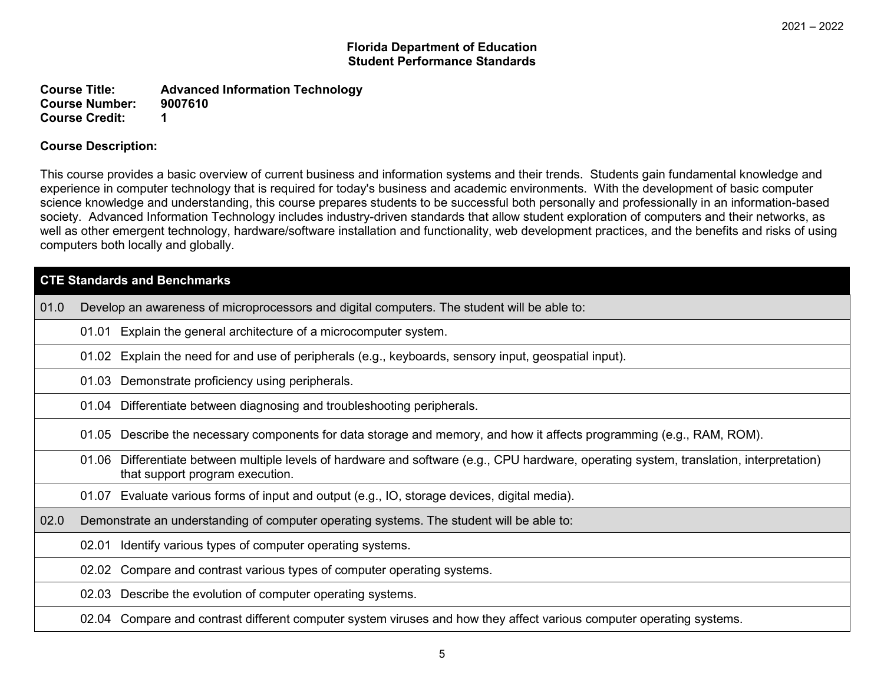2021 – 2022

**Florida Department of Education**
**Student Performance Standards**

**Course Title:** Advanced Information Technology
**Course Number:** 9007610
**Course Credit:** 1

**Course Description:**

This course provides a basic overview of current business and information systems and their trends. Students gain fundamental knowledge and experience in computer technology that is required for today's business and academic environments. With the development of basic computer science knowledge and understanding, this course prepares students to be successful both personally and professionally in an information-based society. Advanced Information Technology includes industry-driven standards that allow student exploration of computers and their networks, as well as other emergent technology, hardware/software installation and functionality, web development practices, and the benefits and risks of using computers both locally and globally.

| CTE Standards and Benchmarks | |
|---|---|
| 01.0 | Develop an awareness of microprocessors and digital computers. The student will be able to: |
| 01.01 | Explain the general architecture of a microcomputer system. |
| 01.02 | Explain the need for and use of peripherals (e.g., keyboards, sensory input, geospatial input). |
| 01.03 | Demonstrate proficiency using peripherals. |
| 01.04 | Differentiate between diagnosing and troubleshooting peripherals. |
| 01.05 | Describe the necessary components for data storage and memory, and how it affects programming (e.g., RAM, ROM). |
| 01.06 | Differentiate between multiple levels of hardware and software (e.g., CPU hardware, operating system, translation, interpretation) that support program execution. |
| 01.07 | Evaluate various forms of input and output (e.g., IO, storage devices, digital media). |
| 02.0 | Demonstrate an understanding of computer operating systems. The student will be able to: |
| 02.01 | Identify various types of computer operating systems. |
| 02.02 | Compare and contrast various types of computer operating systems. |
| 02.03 | Describe the evolution of computer operating systems. |
| 02.04 | Compare and contrast different computer system viruses and how they affect various computer operating systems. |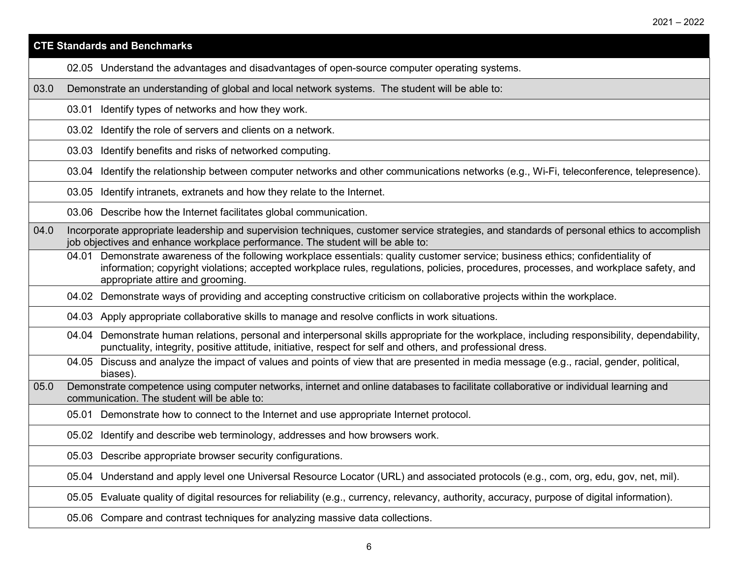| CTE Standards and Benchmarks | |
|---|---|
| | 02.05 Understand the advantages and disadvantages of open-source computer operating systems. |
| 03.0 | Demonstrate an understanding of global and local network systems. The student will be able to: |
| | 03.01 Identify types of networks and how they work. |
| | 03.02 Identify the role of servers and clients on a network. |
| | 03.03 Identify benefits and risks of networked computing. |
| | 03.04 Identify the relationship between computer networks and other communications networks (e.g., Wi-Fi, teleconference, telepresence). |
| | 03.05 Identify intranets, extranets and how they relate to the Internet. |
| | 03.06 Describe how the Internet facilitates global communication. |
| 04.0 | Incorporate appropriate leadership and supervision techniques, customer service strategies, and standards of personal ethics to accomplish job objectives and enhance workplace performance. The student will be able to: |
| | 04.01 Demonstrate awareness of the following workplace essentials: quality customer service; business ethics; confidentiality of information; copyright violations; accepted workplace rules, regulations, policies, procedures, processes, and workplace safety, and appropriate attire and grooming. |
| | 04.02 Demonstrate ways of providing and accepting constructive criticism on collaborative projects within the workplace. |
| | 04.03 Apply appropriate collaborative skills to manage and resolve conflicts in work situations. |
| | 04.04 Demonstrate human relations, personal and interpersonal skills appropriate for the workplace, including responsibility, dependability, punctuality, integrity, positive attitude, initiative, respect for self and others, and professional dress. |
| | 04.05 Discuss and analyze the impact of values and points of view that are presented in media message (e.g., racial, gender, political, biases). |
| 05.0 | Demonstrate competence using computer networks, internet and online databases to facilitate collaborative or individual learning and communication. The student will be able to: |
| | 05.01 Demonstrate how to connect to the Internet and use appropriate Internet protocol. |
| | 05.02 Identify and describe web terminology, addresses and how browsers work. |
| | 05.03 Describe appropriate browser security configurations. |
| | 05.04 Understand and apply level one Universal Resource Locator (URL) and associated protocols (e.g., com, org, edu, gov, net, mil). |
| | 05.05 Evaluate quality of digital resources for reliability (e.g., currency, relevancy, authority, accuracy, purpose of digital information). |
| | 05.06 Compare and contrast techniques for analyzing massive data collections. |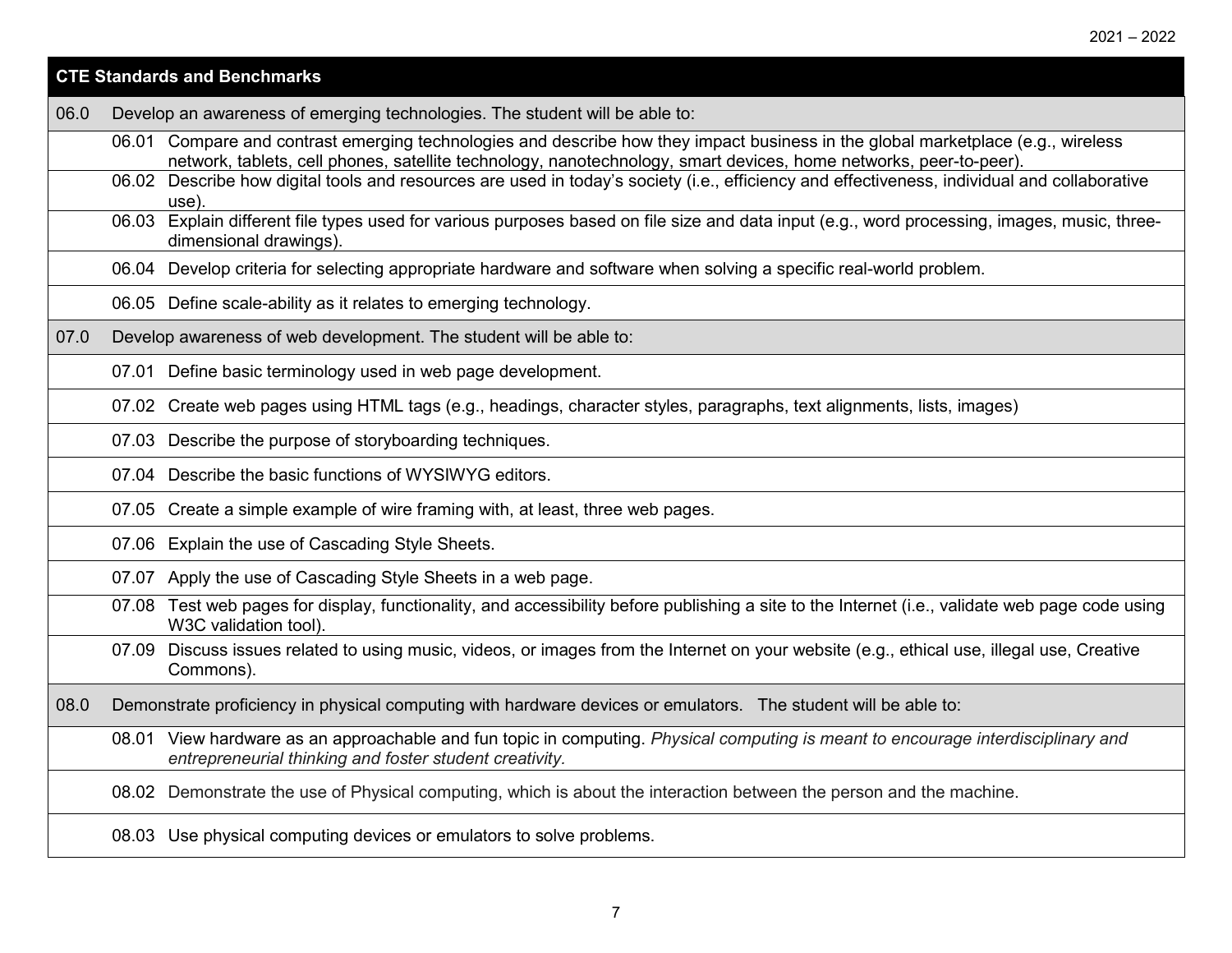| CTE Standards and Benchmarks | |
|---|---|
| 06.0 | Develop an awareness of emerging technologies. The student will be able to: |
| | 06.01 Compare and contrast emerging technologies and describe how they impact business in the global marketplace (e.g., wireless network, tablets, cell phones, satellite technology, nanotechnology, smart devices, home networks, peer-to-peer). |
| | 06.02 Describe how digital tools and resources are used in today's society (i.e., efficiency and effectiveness, individual and collaborative use). |
| | 06.03 Explain different file types used for various purposes based on file size and data input (e.g., word processing, images, music, three-dimensional drawings). |
| | 06.04 Develop criteria for selecting appropriate hardware and software when solving a specific real-world problem. |
| | 06.05 Define scale-ability as it relates to emerging technology. |
| 07.0 | Develop awareness of web development. The student will be able to: |
| | 07.01 Define basic terminology used in web page development. |
| | 07.02 Create web pages using HTML tags (e.g., headings, character styles, paragraphs, text alignments, lists, images) |
| | 07.03 Describe the purpose of storyboarding techniques. |
| | 07.04 Describe the basic functions of WYSIWYG editors. |
| | 07.05 Create a simple example of wire framing with, at least, three web pages. |
| | 07.06 Explain the use of Cascading Style Sheets. |
| | 07.07 Apply the use of Cascading Style Sheets in a web page. |
| | 07.08 Test web pages for display, functionality, and accessibility before publishing a site to the Internet (i.e., validate web page code using W3C validation tool). |
| | 07.09 Discuss issues related to using music, videos, or images from the Internet on your website (e.g., ethical use, illegal use, Creative Commons). |
| 08.0 | Demonstrate proficiency in physical computing with hardware devices or emulators. The student will be able to: |
| | 08.01 View hardware as an approachable and fun topic in computing. *Physical computing is meant to encourage interdisciplinary and entrepreneurial thinking and foster student creativity.* |
| | 08.02 Demonstrate the use of Physical computing, which is about the interaction between the person and the machine. |
| | 08.03 Use physical computing devices or emulators to solve problems. |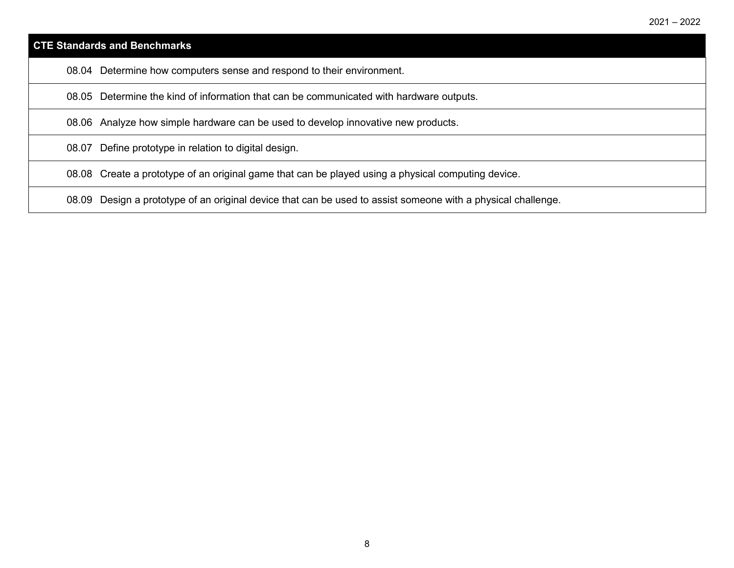| CTE Standards and Benchmarks |
| --- |
| 08.04 Determine how computers sense and respond to their environment. |
| 08.05 Determine the kind of information that can be communicated with hardware outputs. |
| 08.06 Analyze how simple hardware can be used to develop innovative new products. |
| 08.07 Define prototype in relation to digital design. |
| 08.08 Create a prototype of an original game that can be played using a physical computing device. |
| 08.09 Design a prototype of an original device that can be used to assist someone with a physical challenge. |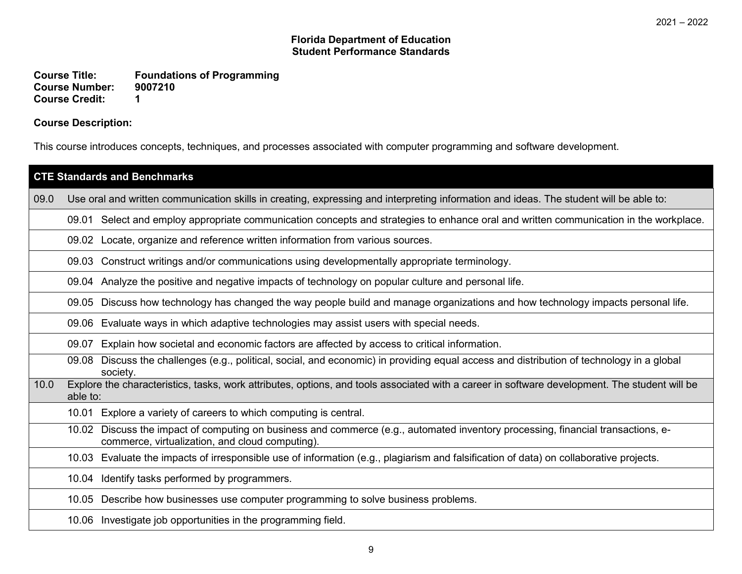2021 – 2022

**Florida Department of Education**
**Student Performance Standards**

**Course Title:** Foundations of Programming
**Course Number:** 9007210
**Course Credit:** 1

**Course Description:**

This course introduces concepts, techniques, and processes associated with computer programming and software development.

| CTE Standards and Benchmarks | |
|---|---|
| 09.0 | Use oral and written communication skills in creating, expressing and interpreting information and ideas. The student will be able to: |
| | 09.01 Select and employ appropriate communication concepts and strategies to enhance oral and written communication in the workplace. |
| | 09.02 Locate, organize and reference written information from various sources. |
| | 09.03 Construct writings and/or communications using developmentally appropriate terminology. |
| | 09.04 Analyze the positive and negative impacts of technology on popular culture and personal life. |
| | 09.05 Discuss how technology has changed the way people build and manage organizations and how technology impacts personal life. |
| | 09.06 Evaluate ways in which adaptive technologies may assist users with special needs. |
| | 09.07 Explain how societal and economic factors are affected by access to critical information. |
| | 09.08 Discuss the challenges (e.g., political, social, and economic) in providing equal access and distribution of technology in a global society. |
| 10.0 | Explore the characteristics, tasks, work attributes, options, and tools associated with a career in software development. The student will be able to: |
| | 10.01 Explore a variety of careers to which computing is central. |
| | 10.02 Discuss the impact of computing on business and commerce (e.g., automated inventory processing, financial transactions, e-commerce, virtualization, and cloud computing). |
| | 10.03 Evaluate the impacts of irresponsible use of information (e.g., plagiarism and falsification of data) on collaborative projects. |
| | 10.04 Identify tasks performed by programmers. |
| | 10.05 Describe how businesses use computer programming to solve business problems. |
| | 10.06 Investigate job opportunities in the programming field. |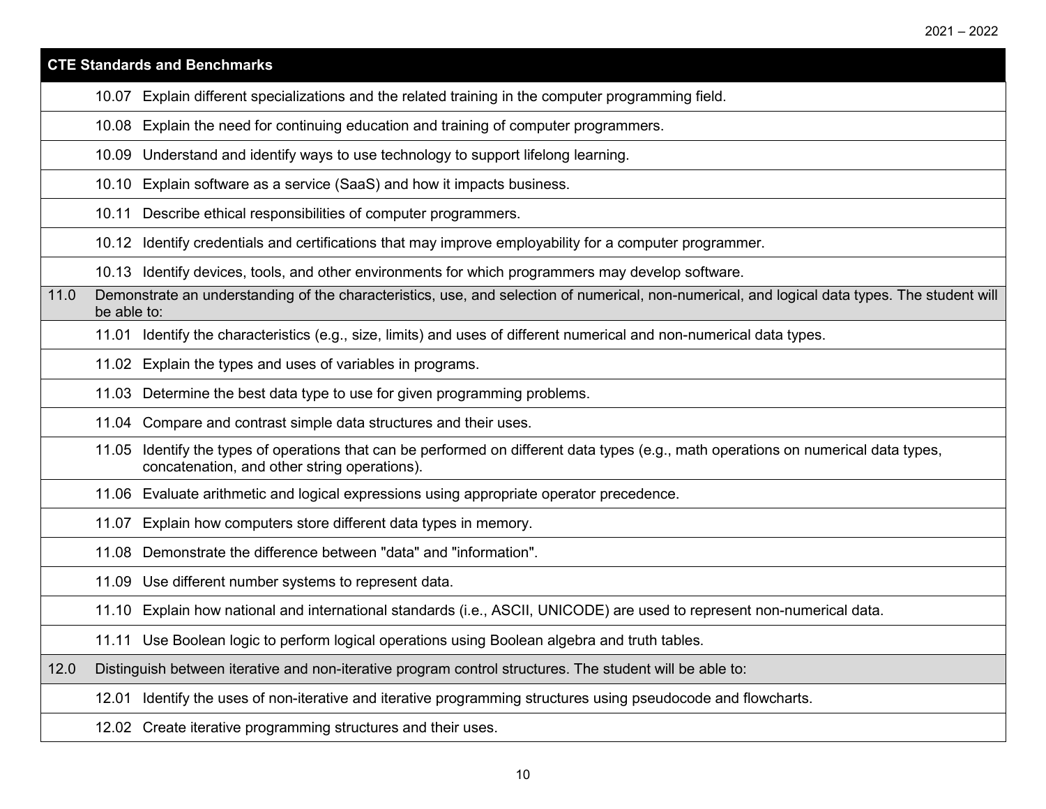| CTE Standards and Benchmarks | |
|---|---|
| | 10.07 Explain different specializations and the related training in the computer programming field. |
| | 10.08 Explain the need for continuing education and training of computer programmers. |
| | 10.09 Understand and identify ways to use technology to support lifelong learning. |
| | 10.10 Explain software as a service (SaaS) and how it impacts business. |
| | 10.11 Describe ethical responsibilities of computer programmers. |
| | 10.12 Identify credentials and certifications that may improve employability for a computer programmer. |
| | 10.13 Identify devices, tools, and other environments for which programmers may develop software. |
| 11.0 | Demonstrate an understanding of the characteristics, use, and selection of numerical, non-numerical, and logical data types. The student will be able to: |
| | 11.01 Identify the characteristics (e.g., size, limits) and uses of different numerical and non-numerical data types. |
| | 11.02 Explain the types and uses of variables in programs. |
| | 11.03 Determine the best data type to use for given programming problems. |
| | 11.04 Compare and contrast simple data structures and their uses. |
| | 11.05 Identify the types of operations that can be performed on different data types (e.g., math operations on numerical data types, concatenation, and other string operations). |
| | 11.06 Evaluate arithmetic and logical expressions using appropriate operator precedence. |
| | 11.07 Explain how computers store different data types in memory. |
| | 11.08 Demonstrate the difference between "data" and "information". |
| | 11.09 Use different number systems to represent data. |
| | 11.10 Explain how national and international standards (i.e., ASCII, UNICODE) are used to represent non-numerical data. |
| | 11.11 Use Boolean logic to perform logical operations using Boolean algebra and truth tables. |
| 12.0 | Distinguish between iterative and non-iterative program control structures. The student will be able to: |
| | 12.01 Identify the uses of non-iterative and iterative programming structures using pseudocode and flowcharts. |
| | 12.02 Create iterative programming structures and their uses. |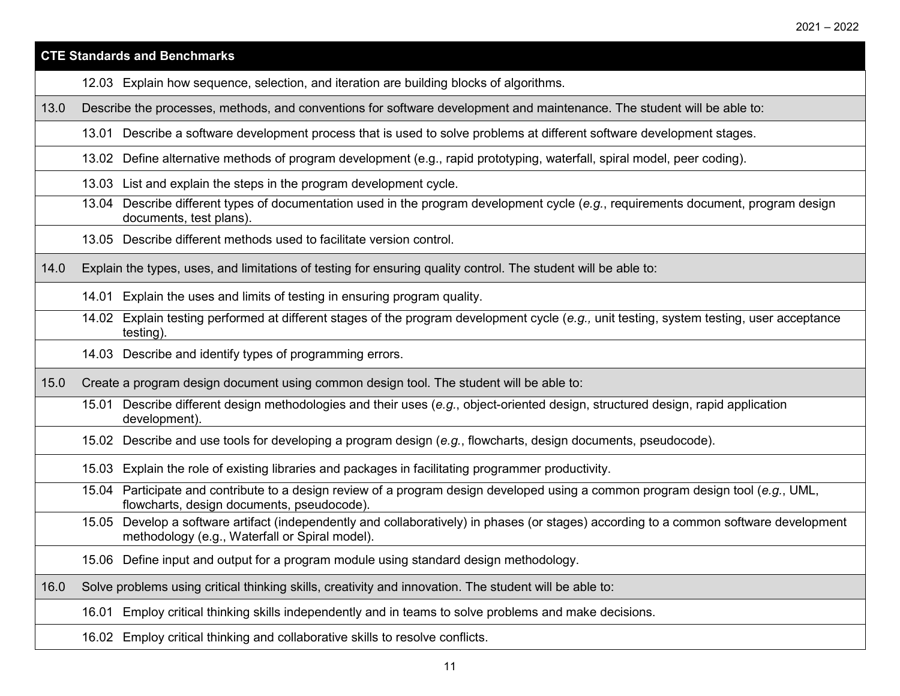| CTE Standards and Benchmarks | |
|---|---|
| | 12.03 Explain how sequence, selection, and iteration are building blocks of algorithms. |
| 13.0 | Describe the processes, methods, and conventions for software development and maintenance. The student will be able to: |
| | 13.01 Describe a software development process that is used to solve problems at different software development stages. |
| | 13.02 Define alternative methods of program development (e.g., rapid prototyping, waterfall, spiral model, peer coding). |
| | 13.03 List and explain the steps in the program development cycle. |
| | 13.04 Describe different types of documentation used in the program development cycle (*e.g.*, requirements document, program design documents, test plans). |
| | 13.05 Describe different methods used to facilitate version control. |
| 14.0 | Explain the types, uses, and limitations of testing for ensuring quality control. The student will be able to: |
| | 14.01 Explain the uses and limits of testing in ensuring program quality. |
| | 14.02 Explain testing performed at different stages of the program development cycle (*e.g.,* unit testing, system testing, user acceptance testing). |
| | 14.03 Describe and identify types of programming errors. |
| 15.0 | Create a program design document using common design tool. The student will be able to: |
| | 15.01 Describe different design methodologies and their uses (*e.g.*, object-oriented design, structured design, rapid application development). |
| | 15.02 Describe and use tools for developing a program design (*e.g.*, flowcharts, design documents, pseudocode). |
| | 15.03 Explain the role of existing libraries and packages in facilitating programmer productivity. |
| | 15.04 Participate and contribute to a design review of a program design developed using a common program design tool (*e.g.*, UML, flowcharts, design documents, pseudocode). |
| | 15.05 Develop a software artifact (independently and collaboratively) in phases (or stages) according to a common software development methodology (e.g., Waterfall or Spiral model). |
| | 15.06 Define input and output for a program module using standard design methodology. |
| 16.0 | Solve problems using critical thinking skills, creativity and innovation. The student will be able to: |
| | 16.01 Employ critical thinking skills independently and in teams to solve problems and make decisions. |
| | 16.02 Employ critical thinking and collaborative skills to resolve conflicts. |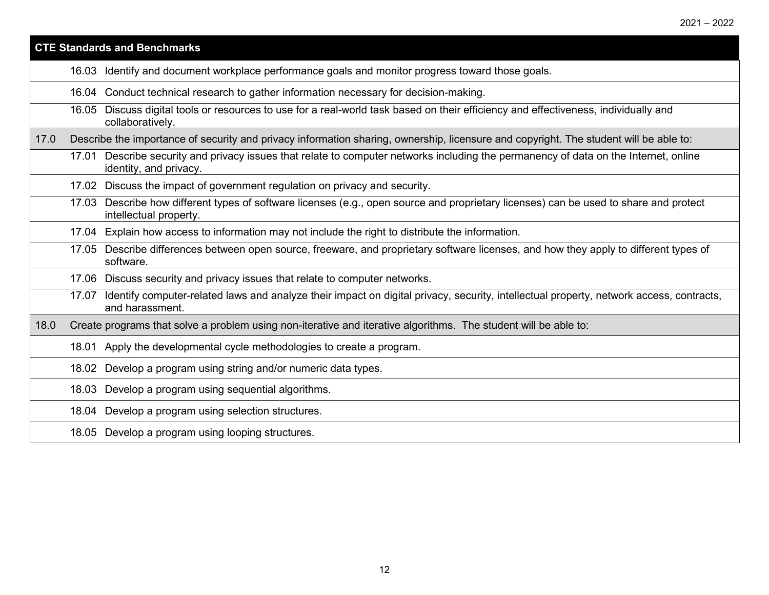| CTE Standards and Benchmarks |
|---|
| 16.03 Identify and document workplace performance goals and monitor progress toward those goals. |
| 16.04 Conduct technical research to gather information necessary for decision-making. |
| 16.05 Discuss digital tools or resources to use for a real-world task based on their efficiency and effectiveness, individually and collaboratively. |
| 17.0 Describe the importance of security and privacy information sharing, ownership, licensure and copyright. The student will be able to: |
| 17.01 Describe security and privacy issues that relate to computer networks including the permanency of data on the Internet, online identity, and privacy. |
| 17.02 Discuss the impact of government regulation on privacy and security. |
| 17.03 Describe how different types of software licenses (e.g., open source and proprietary licenses) can be used to share and protect intellectual property. |
| 17.04 Explain how access to information may not include the right to distribute the information. |
| 17.05 Describe differences between open source, freeware, and proprietary software licenses, and how they apply to different types of software. |
| 17.06 Discuss security and privacy issues that relate to computer networks. |
| 17.07 Identify computer-related laws and analyze their impact on digital privacy, security, intellectual property, network access, contracts, and harassment. |
| 18.0 Create programs that solve a problem using non-iterative and iterative algorithms. The student will be able to: |
| 18.01 Apply the developmental cycle methodologies to create a program. |
| 18.02 Develop a program using string and/or numeric data types. |
| 18.03 Develop a program using sequential algorithms. |
| 18.04 Develop a program using selection structures. |
| 18.05 Develop a program using looping structures. |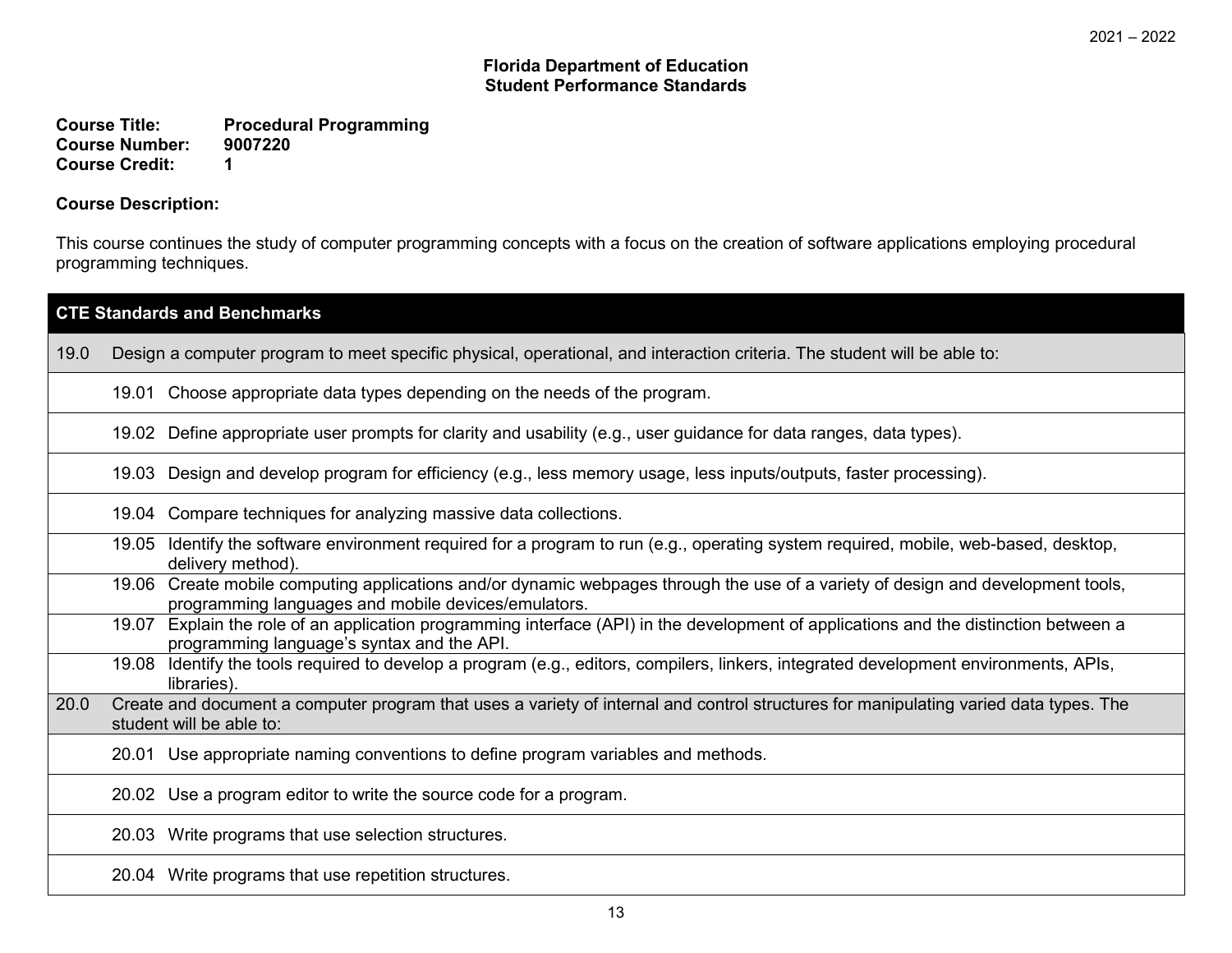**Florida Department of Education**
**Student Performance Standards**

**Course Title:** Procedural Programming
**Course Number:** 9007220
**Course Credit:** 1

**Course Description:**

This course continues the study of computer programming concepts with a focus on the creation of software applications employing procedural programming techniques.

| CTE Standards and Benchmarks | |
|---|---|
| 19.0 | Design a computer program to meet specific physical, operational, and interaction criteria. The student will be able to: |
| | 19.01 Choose appropriate data types depending on the needs of the program. |
| | 19.02 Define appropriate user prompts for clarity and usability (e.g., user guidance for data ranges, data types). |
| | 19.03 Design and develop program for efficiency (e.g., less memory usage, less inputs/outputs, faster processing). |
| | 19.04 Compare techniques for analyzing massive data collections. |
| | 19.05 Identify the software environment required for a program to run (e.g., operating system required, mobile, web-based, desktop, delivery method). |
| | 19.06 Create mobile computing applications and/or dynamic webpages through the use of a variety of design and development tools, programming languages and mobile devices/emulators. |
| | 19.07 Explain the role of an application programming interface (API) in the development of applications and the distinction between a programming language's syntax and the API. |
| | 19.08 Identify the tools required to develop a program (e.g., editors, compilers, linkers, integrated development environments, APIs, libraries). |
| 20.0 | Create and document a computer program that uses a variety of internal and control structures for manipulating varied data types. The student will be able to: |
| | 20.01 Use appropriate naming conventions to define program variables and methods. |
| | 20.02 Use a program editor to write the source code for a program. |
| | 20.03 Write programs that use selection structures. |
| | 20.04 Write programs that use repetition structures. |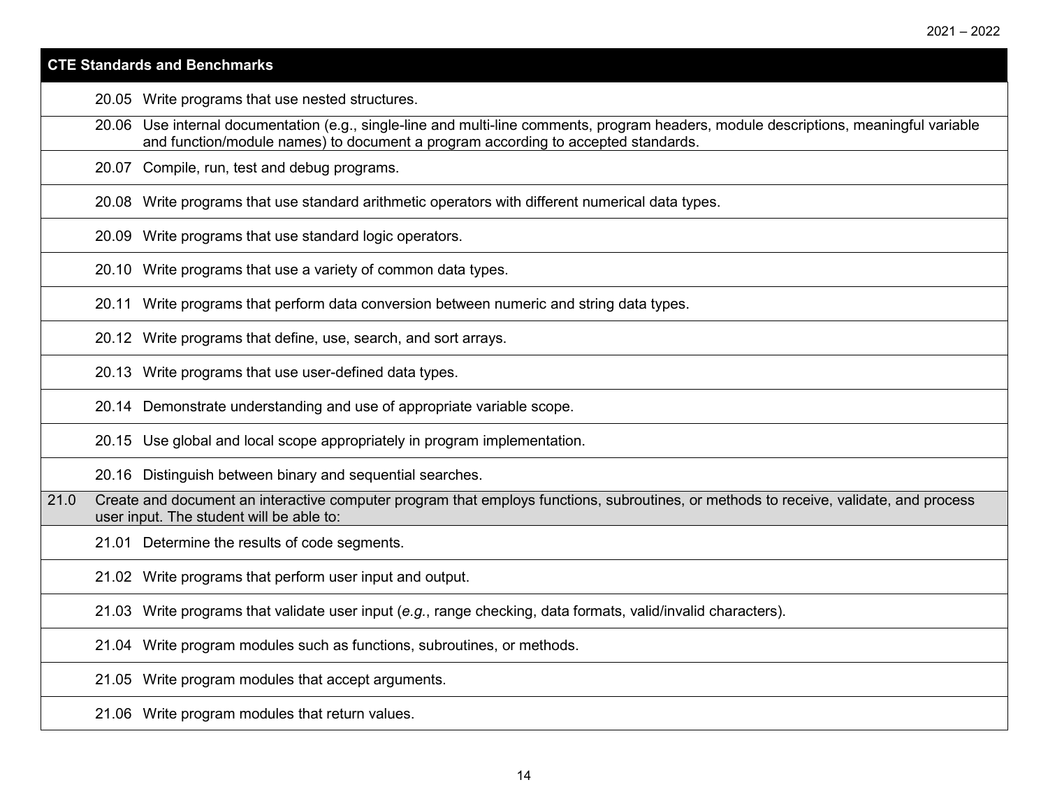| CTE Standards and Benchmarks | |
|---|---|
| | 20.05 Write programs that use nested structures. |
| | 20.06 Use internal documentation (e.g., single-line and multi-line comments, program headers, module descriptions, meaningful variable and function/module names) to document a program according to accepted standards. |
| | 20.07 Compile, run, test and debug programs. |
| | 20.08 Write programs that use standard arithmetic operators with different numerical data types. |
| | 20.09 Write programs that use standard logic operators. |
| | 20.10 Write programs that use a variety of common data types. |
| | 20.11 Write programs that perform data conversion between numeric and string data types. |
| | 20.12 Write programs that define, use, search, and sort arrays. |
| | 20.13 Write programs that use user-defined data types. |
| | 20.14 Demonstrate understanding and use of appropriate variable scope. |
| | 20.15 Use global and local scope appropriately in program implementation. |
| | 20.16 Distinguish between binary and sequential searches. |
| 21.0 | Create and document an interactive computer program that employs functions, subroutines, or methods to receive, validate, and process user input. The student will be able to: |
| | 21.01 Determine the results of code segments. |
| | 21.02 Write programs that perform user input and output. |
| | 21.03 Write programs that validate user input (*e.g.*, range checking, data formats, valid/invalid characters). |
| | 21.04 Write program modules such as functions, subroutines, or methods. |
| | 21.05 Write program modules that accept arguments. |
| | 21.06 Write program modules that return values. |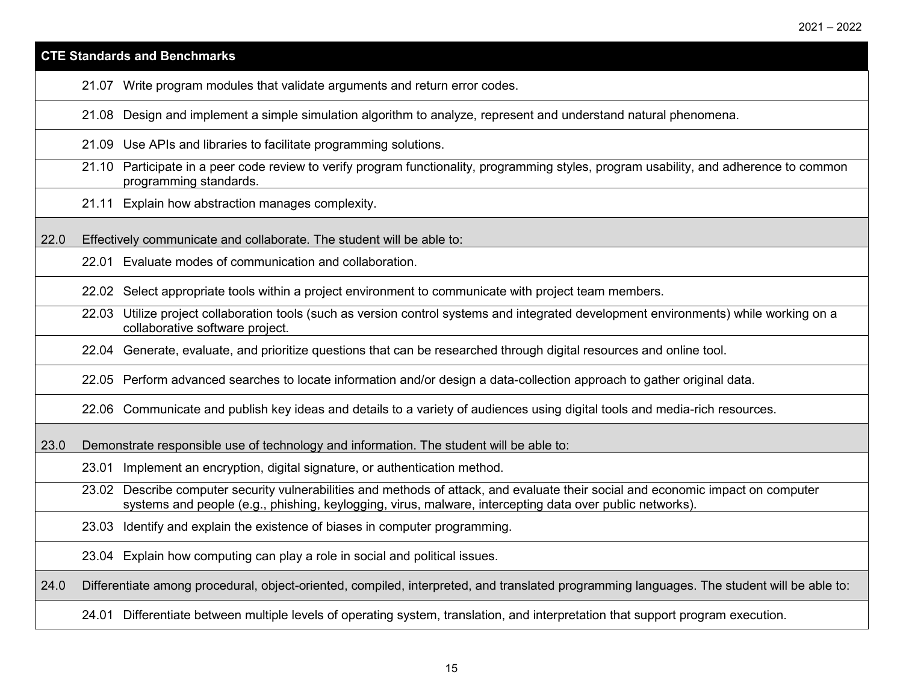| CTE Standards and Benchmarks | |
|---|---|
| | 21.07 Write program modules that validate arguments and return error codes. |
| | 21.08 Design and implement a simple simulation algorithm to analyze, represent and understand natural phenomena. |
| | 21.09 Use APIs and libraries to facilitate programming solutions. |
| | 21.10 Participate in a peer code review to verify program functionality, programming styles, program usability, and adherence to common programming standards. |
| | 21.11 Explain how abstraction manages complexity. |
| 22.0 | Effectively communicate and collaborate. The student will be able to: |
| | 22.01 Evaluate modes of communication and collaboration. |
| | 22.02 Select appropriate tools within a project environment to communicate with project team members. |
| | 22.03 Utilize project collaboration tools (such as version control systems and integrated development environments) while working on a collaborative software project. |
| | 22.04 Generate, evaluate, and prioritize questions that can be researched through digital resources and online tool. |
| | 22.05 Perform advanced searches to locate information and/or design a data-collection approach to gather original data. |
| | 22.06 Communicate and publish key ideas and details to a variety of audiences using digital tools and media-rich resources. |
| 23.0 | Demonstrate responsible use of technology and information. The student will be able to: |
| | 23.01 Implement an encryption, digital signature, or authentication method. |
| | 23.02 Describe computer security vulnerabilities and methods of attack, and evaluate their social and economic impact on computer systems and people (e.g., phishing, keylogging, virus, malware, intercepting data over public networks). |
| | 23.03 Identify and explain the existence of biases in computer programming. |
| | 23.04 Explain how computing can play a role in social and political issues. |
| 24.0 | Differentiate among procedural, object-oriented, compiled, interpreted, and translated programming languages. The student will be able to: |
| | 24.01 Differentiate between multiple levels of operating system, translation, and interpretation that support program execution. |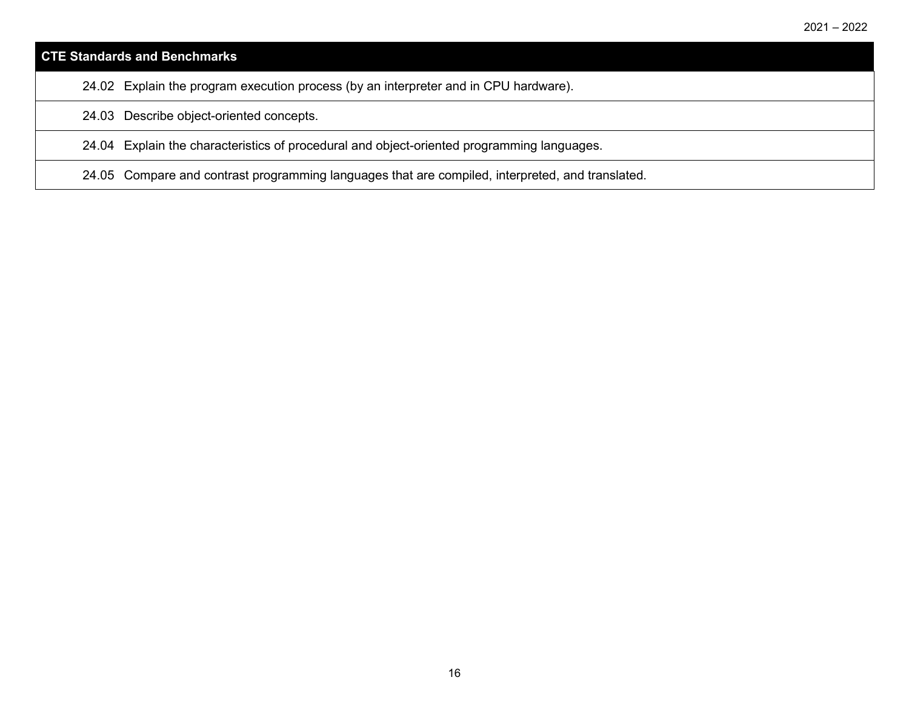| CTE Standards and Benchmarks |
| --- |
| 24.02 Explain the program execution process (by an interpreter and in CPU hardware). |
| 24.03 Describe object-oriented concepts. |
| 24.04 Explain the characteristics of procedural and object-oriented programming languages. |
| 24.05 Compare and contrast programming languages that are compiled, interpreted, and translated. |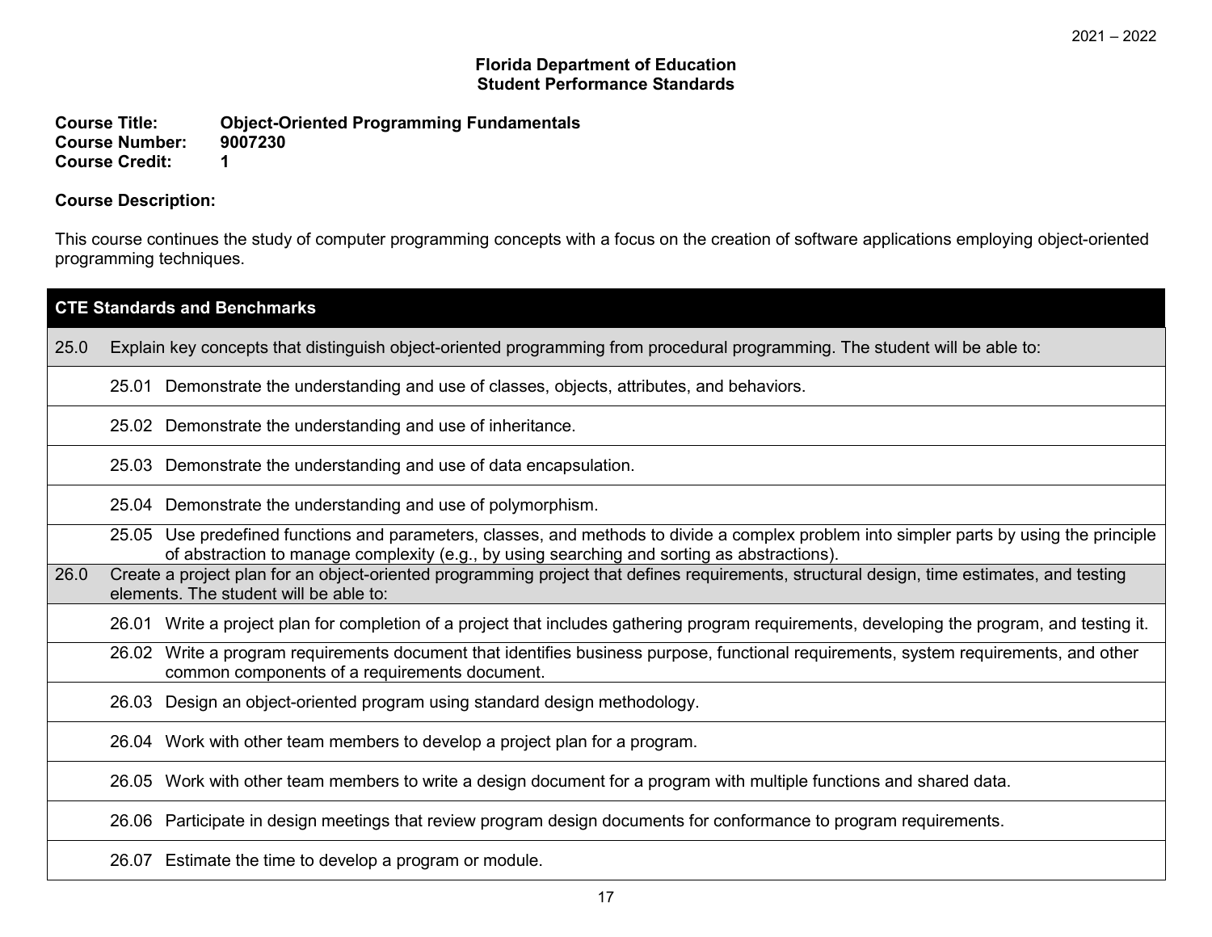2021 – 2022

**Florida Department of Education**
**Student Performance Standards**

**Course Title:** **Object-Oriented Programming Fundamentals**
**Course Number:** **9007230**
**Course Credit:** **1**

**Course Description:**

This course continues the study of computer programming concepts with a focus on the creation of software applications employing object-oriented programming techniques.

| **CTE Standards and Benchmarks** | |
|---|---|
| 25.0 | Explain key concepts that distinguish object-oriented programming from procedural programming. The student will be able to: |
| | 25.01 Demonstrate the understanding and use of classes, objects, attributes, and behaviors. |
| | 25.02 Demonstrate the understanding and use of inheritance. |
| | 25.03 Demonstrate the understanding and use of data encapsulation. |
| | 25.04 Demonstrate the understanding and use of polymorphism. |
| | 25.05 Use predefined functions and parameters, classes, and methods to divide a complex problem into simpler parts by using the principle of abstraction to manage complexity (e.g., by using searching and sorting as abstractions). |
| 26.0 | Create a project plan for an object-oriented programming project that defines requirements, structural design, time estimates, and testing elements. The student will be able to: |
| | 26.01 Write a project plan for completion of a project that includes gathering program requirements, developing the program, and testing it. |
| | 26.02 Write a program requirements document that identifies business purpose, functional requirements, system requirements, and other common components of a requirements document. |
| | 26.03 Design an object-oriented program using standard design methodology. |
| | 26.04 Work with other team members to develop a project plan for a program. |
| | 26.05 Work with other team members to write a design document for a program with multiple functions and shared data. |
| | 26.06 Participate in design meetings that review program design documents for conformance to program requirements. |
| | 26.07 Estimate the time to develop a program or module. |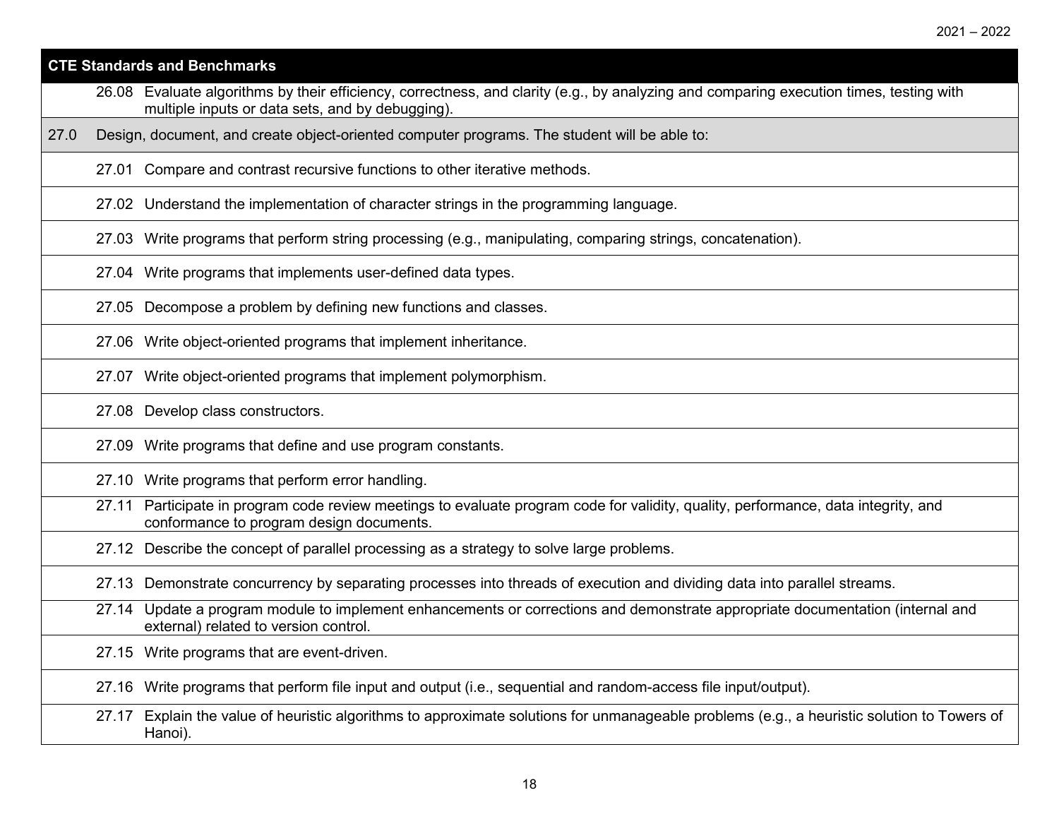| CTE Standards and Benchmarks | |
|---|---|
| | 26.08 Evaluate algorithms by their efficiency, correctness, and clarity (e.g., by analyzing and comparing execution times, testing with multiple inputs or data sets, and by debugging). |
| 27.0 | Design, document, and create object-oriented computer programs. The student will be able to: |
| | 27.01 Compare and contrast recursive functions to other iterative methods. |
| | 27.02 Understand the implementation of character strings in the programming language. |
| | 27.03 Write programs that perform string processing (e.g., manipulating, comparing strings, concatenation). |
| | 27.04 Write programs that implements user-defined data types. |
| | 27.05 Decompose a problem by defining new functions and classes. |
| | 27.06 Write object-oriented programs that implement inheritance. |
| | 27.07 Write object-oriented programs that implement polymorphism. |
| | 27.08 Develop class constructors. |
| | 27.09 Write programs that define and use program constants. |
| | 27.10 Write programs that perform error handling. |
| | 27.11 Participate in program code review meetings to evaluate program code for validity, quality, performance, data integrity, and conformance to program design documents. |
| | 27.12 Describe the concept of parallel processing as a strategy to solve large problems. |
| | 27.13 Demonstrate concurrency by separating processes into threads of execution and dividing data into parallel streams. |
| | 27.14 Update a program module to implement enhancements or corrections and demonstrate appropriate documentation (internal and external) related to version control. |
| | 27.15 Write programs that are event-driven. |
| | 27.16 Write programs that perform file input and output (i.e., sequential and random-access file input/output). |
| | 27.17 Explain the value of heuristic algorithms to approximate solutions for unmanageable problems (e.g., a heuristic solution to Towers of Hanoi). |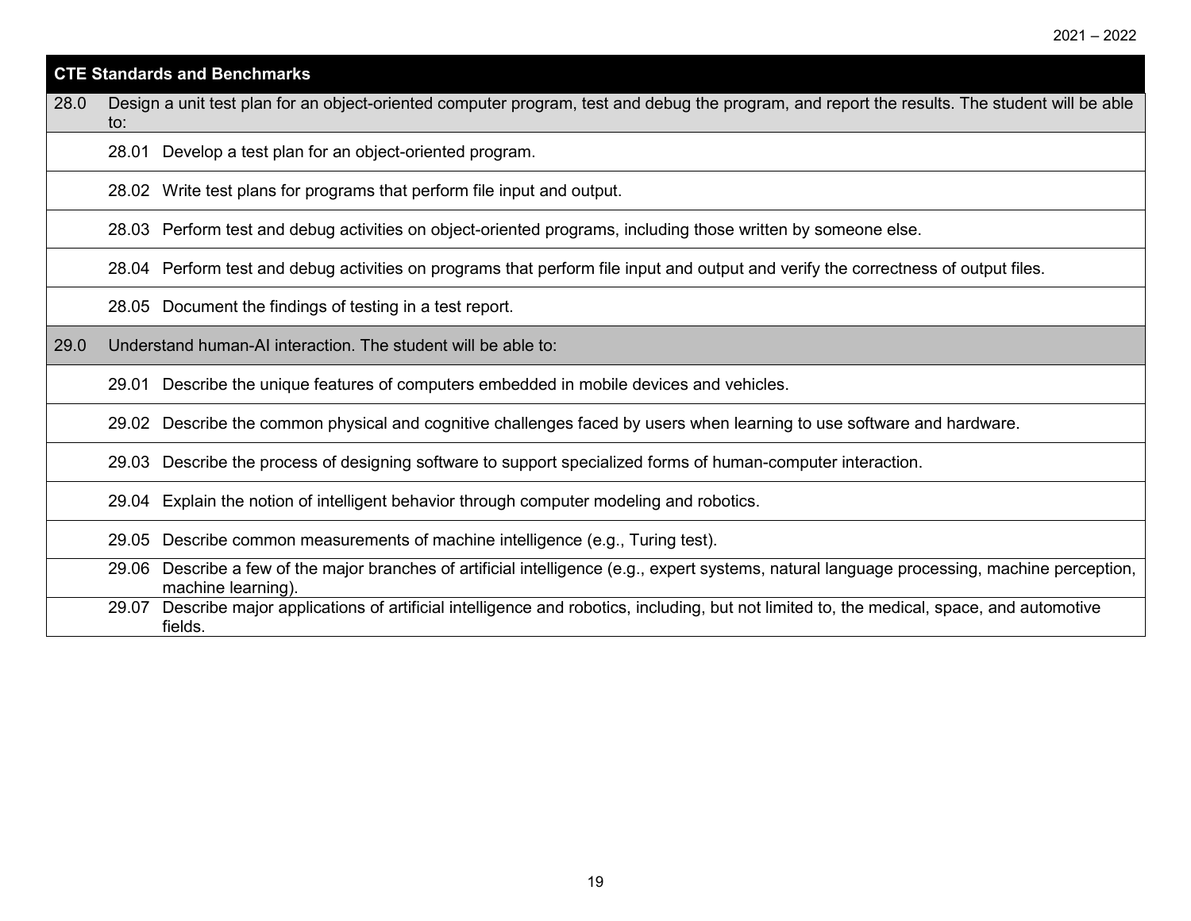| CTE Standards and Benchmarks | |
|---|---|
| 28.0 | Design a unit test plan for an object-oriented computer program, test and debug the program, and report the results. The student will be able to: |
| | 28.01 Develop a test plan for an object-oriented program. |
| | 28.02 Write test plans for programs that perform file input and output. |
| | 28.03 Perform test and debug activities on object-oriented programs, including those written by someone else. |
| | 28.04 Perform test and debug activities on programs that perform file input and output and verify the correctness of output files. |
| | 28.05 Document the findings of testing in a test report. |
| 29.0 | Understand human-AI interaction. The student will be able to: |
| | 29.01 Describe the unique features of computers embedded in mobile devices and vehicles. |
| | 29.02 Describe the common physical and cognitive challenges faced by users when learning to use software and hardware. |
| | 29.03 Describe the process of designing software to support specialized forms of human-computer interaction. |
| | 29.04 Explain the notion of intelligent behavior through computer modeling and robotics. |
| | 29.05 Describe common measurements of machine intelligence (e.g., Turing test). |
| | 29.06 Describe a few of the major branches of artificial intelligence (e.g., expert systems, natural language processing, machine perception, machine learning). |
| | 29.07 Describe major applications of artificial intelligence and robotics, including, but not limited to, the medical, space, and automotive fields. |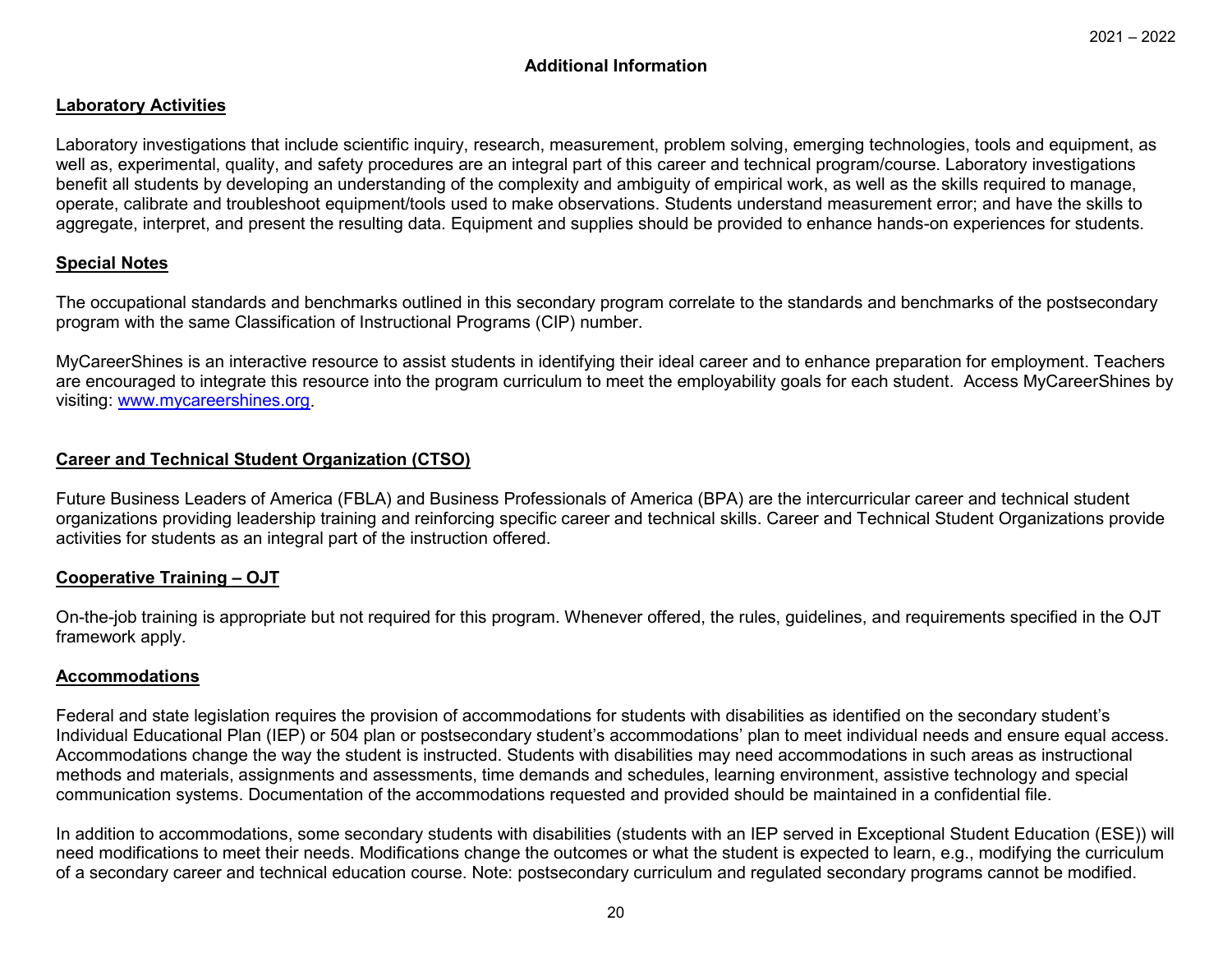## Additional Information

### Laboratory Activities

Laboratory investigations that include scientific inquiry, research, measurement, problem solving, emerging technologies, tools and equipment, as well as, experimental, quality, and safety procedures are an integral part of this career and technical program/course. Laboratory investigations benefit all students by developing an understanding of the complexity and ambiguity of empirical work, as well as the skills required to manage, operate, calibrate and troubleshoot equipment/tools used to make observations. Students understand measurement error; and have the skills to aggregate, interpret, and present the resulting data. Equipment and supplies should be provided to enhance hands-on experiences for students.

### Special Notes

The occupational standards and benchmarks outlined in this secondary program correlate to the standards and benchmarks of the postsecondary program with the same Classification of Instructional Programs (CIP) number.

MyCareerShines is an interactive resource to assist students in identifying their ideal career and to enhance preparation for employment. Teachers are encouraged to integrate this resource into the program curriculum to meet the employability goals for each student. Access MyCareerShines by visiting: [www.mycareershines.org](http://www.mycareershines.org).

### Career and Technical Student Organization (CTSO)

Future Business Leaders of America (FBLA) and Business Professionals of America (BPA) are the intercurricular career and technical student organizations providing leadership training and reinforcing specific career and technical skills. Career and Technical Student Organizations provide activities for students as an integral part of the instruction offered.

### Cooperative Training – OJT

On-the-job training is appropriate but not required for this program. Whenever offered, the rules, guidelines, and requirements specified in the OJT framework apply.

### Accommodations

Federal and state legislation requires the provision of accommodations for students with disabilities as identified on the secondary student's Individual Educational Plan (IEP) or 504 plan or postsecondary student's accommodations' plan to meet individual needs and ensure equal access. Accommodations change the way the student is instructed. Students with disabilities may need accommodations in such areas as instructional methods and materials, assignments and assessments, time demands and schedules, learning environment, assistive technology and special communication systems. Documentation of the accommodations requested and provided should be maintained in a confidential file.

In addition to accommodations, some secondary students with disabilities (students with an IEP served in Exceptional Student Education (ESE)) will need modifications to meet their needs. Modifications change the outcomes or what the student is expected to learn, e.g., modifying the curriculum of a secondary career and technical education course. Note: postsecondary curriculum and regulated secondary programs cannot be modified.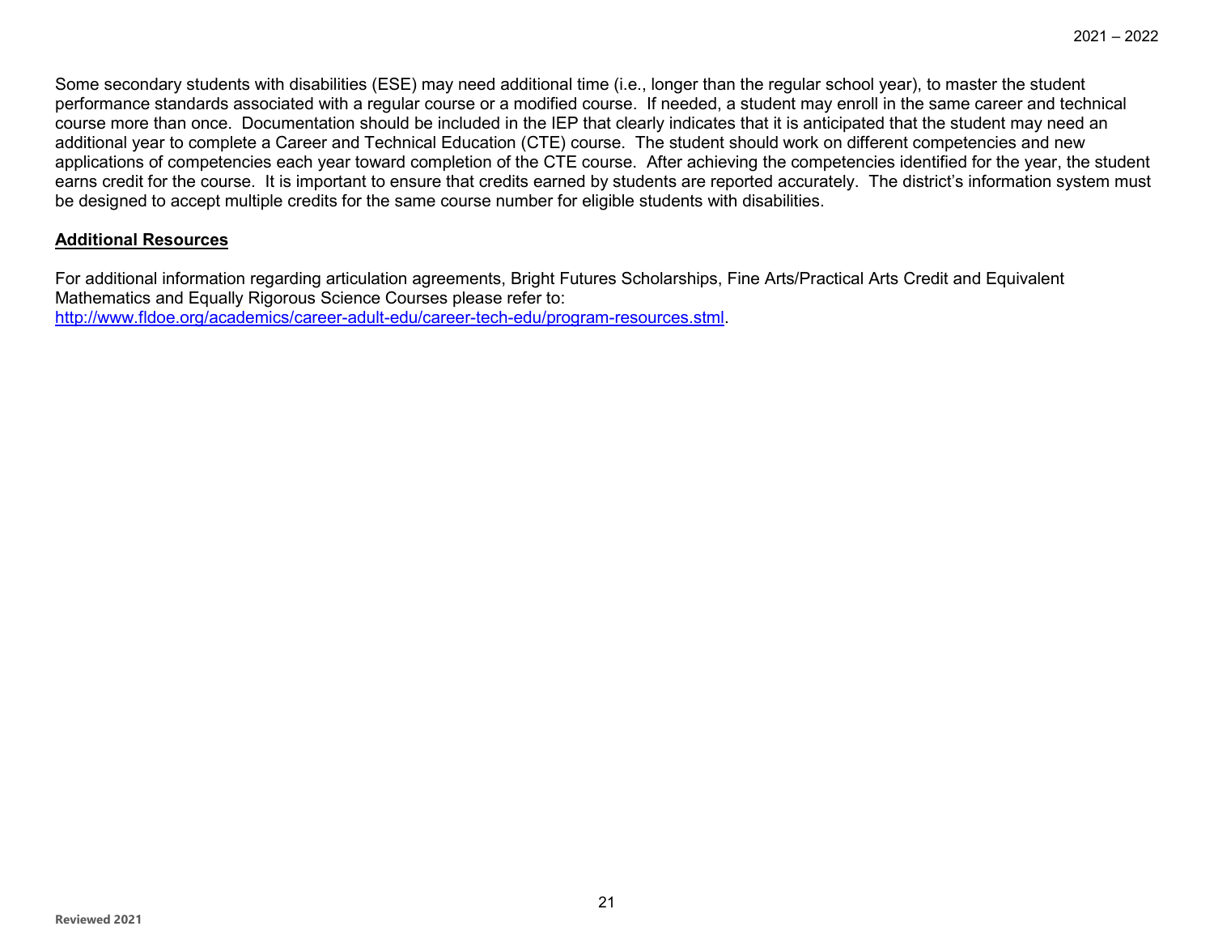Some secondary students with disabilities (ESE) may need additional time (i.e., longer than the regular school year), to master the student performance standards associated with a regular course or a modified course. If needed, a student may enroll in the same career and technical course more than once. Documentation should be included in the IEP that clearly indicates that it is anticipated that the student may need an additional year to complete a Career and Technical Education (CTE) course. The student should work on different competencies and new applications of competencies each year toward completion of the CTE course. After achieving the competencies identified for the year, the student earns credit for the course. It is important to ensure that credits earned by students are reported accurately. The district's information system must be designed to accept multiple credits for the same course number for eligible students with disabilities.

## Additional Resources

For additional information regarding articulation agreements, Bright Futures Scholarships, Fine Arts/Practical Arts Credit and Equivalent Mathematics and Equally Rigorous Science Courses please refer to:
[http://www.fldoe.org/academics/career-adult-edu/career-tech-edu/program-resources.stml](http://www.fldoe.org/academics/career-adult-edu/career-tech-edu/program-resources.stml).